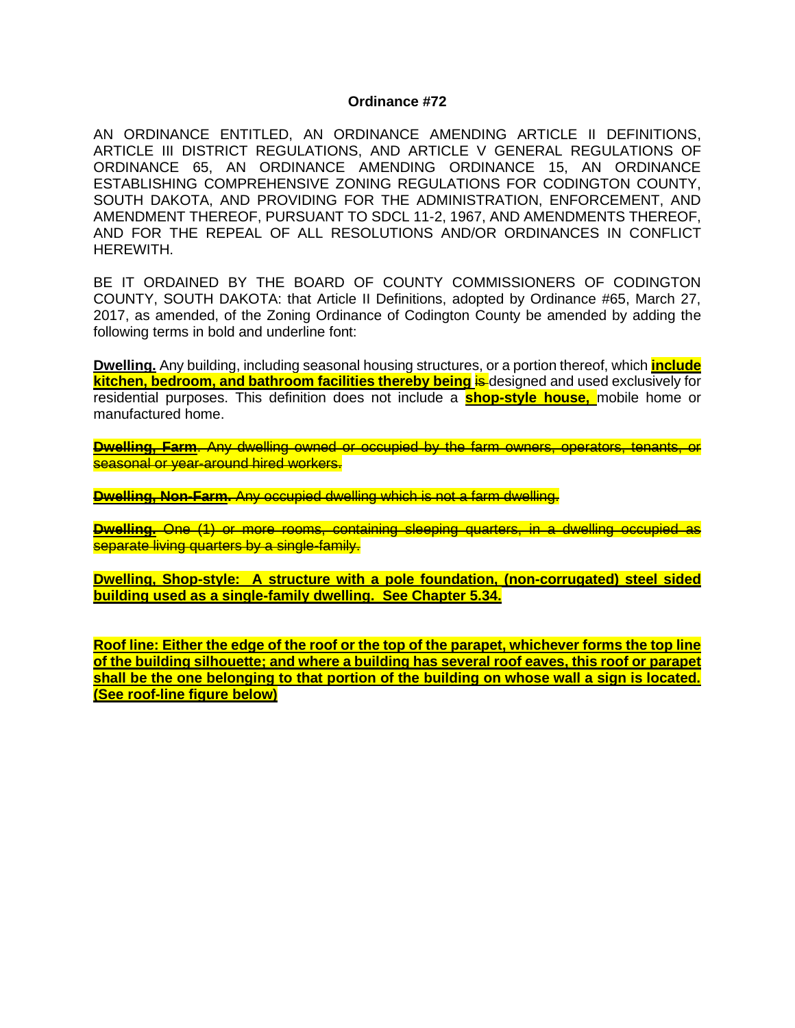## Ordinance #72

AN ORDINANCE ENTITLED, AN ORDINANCE AMENDING ARTICLE II DEFINITIONS, ARTICLE III DISTRICT REGULATIONS, AND ARTICLE V GENERAL REGULATIONS OF ORDINANCE 65, AN ORDINANCE AMENDING ORDINANCE 15, AN ORDINANCE ESTABLISHING COMPREHENSIVE ZONING REGULATIONS FOR CODINGTON COUNTY, SOUTH DAKOTA, AND PROVIDING FOR THE ADMINISTRATION, ENFORCEMENT, AND AMENDMENT THEREOF, PURSUANT TO SDCL 11-2, 1967, AND AMENDMENTS THEREOF, AND FOR THE REPEAL OF ALL RESOLUTIONS AND/OR ORDINANCES IN CONFLICT HEREWITH.

BE IT ORDAINED BY THE BOARD OF COUNTY COMMISSIONERS OF CODINGTON COUNTY, SOUTH DAKOTA: that Article II Definitions, adopted by Ordinance #65, March 27, 2017, as amended, of the Zoning Ordinance of Codington County be amended by adding the following terms in bold and underline font:

**Dwelling.** Any building, including seasonal housing structures, or a portion thereof, which **include kitchen, bedroom, and bathroom facilities thereby being** ~~is~~ designed and used exclusively for residential purposes. This definition does not include a **shop-style house,** mobile home or manufactured home.

~~**Dwelling, Farm**. Any dwelling owned or occupied by the farm owners, operators, tenants, or seasonal or year-around hired workers.~~

~~**Dwelling, Non-Farm.** Any occupied dwelling which is not a farm dwelling.~~

~~**Dwelling.** One (1) or more rooms, containing sleeping quarters, in a dwelling occupied as separate living quarters by a single-family.~~

**Dwelling, Shop-style: A structure with a pole foundation, (non-corrugated) steel sided building used as a single-family dwelling. See Chapter 5.34.**

**Roof line: Either the edge of the roof or the top of the parapet, whichever forms the top line of the building silhouette; and where a building has several roof eaves, this roof or parapet shall be the one belonging to that portion of the building on whose wall a sign is located. (See roof-line figure below)**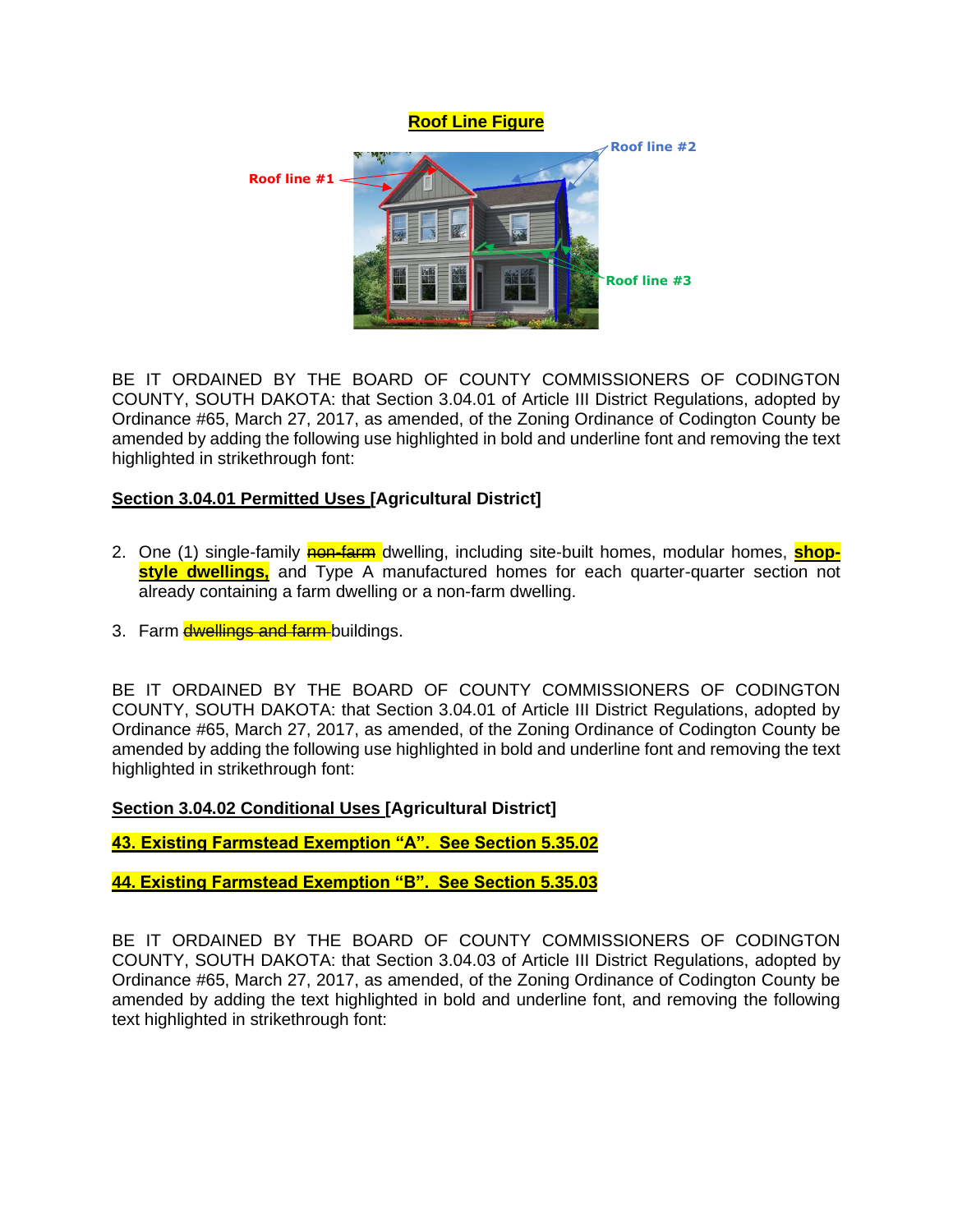**Roof Line Figure**

Roof line #1

Roof line #2

Roof line #3

BE IT ORDAINED BY THE BOARD OF COUNTY COMMISSIONERS OF CODINGTON COUNTY, SOUTH DAKOTA: that Section 3.04.01 of Article III District Regulations, adopted by Ordinance #65, March 27, 2017, as amended, of the Zoning Ordinance of Codington County be amended by adding the following use highlighted in bold and underline font and removing the text highlighted in strikethrough font:

**Section 3.04.01 Permitted Uses [Agricultural District]**

2. One (1) single-family ~~non-farm~~ dwelling, including site-built homes, modular homes, **shop-style dwellings,** and Type A manufactured homes for each quarter-quarter section not already containing a farm dwelling or a non-farm dwelling.

3. Farm ~~dwellings and farm~~ buildings.

BE IT ORDAINED BY THE BOARD OF COUNTY COMMISSIONERS OF CODINGTON COUNTY, SOUTH DAKOTA: that Section 3.04.01 of Article III District Regulations, adopted by Ordinance #65, March 27, 2017, as amended, of the Zoning Ordinance of Codington County be amended by adding the following use highlighted in bold and underline font and removing the text highlighted in strikethrough font:

**Section 3.04.02 Conditional Uses [Agricultural District]**

**43. Existing Farmstead Exemption "A". See Section 5.35.02**

**44. Existing Farmstead Exemption "B". See Section 5.35.03**

BE IT ORDAINED BY THE BOARD OF COUNTY COMMISSIONERS OF CODINGTON COUNTY, SOUTH DAKOTA: that Section 3.04.03 of Article III District Regulations, adopted by Ordinance #65, March 27, 2017, as amended, of the Zoning Ordinance of Codington County be amended by adding the text highlighted in bold and underline font, and removing the following text highlighted in strikethrough font: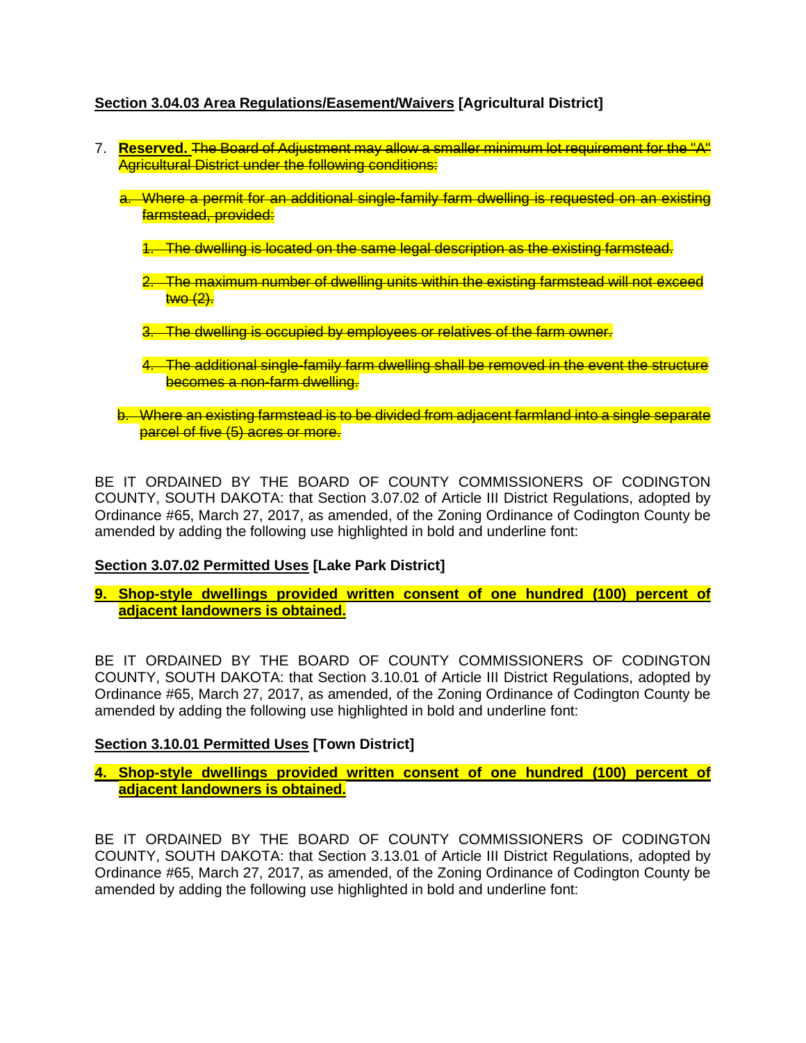**<u>Section 3.04.03 Area Regulations/Easement/Waivers</u> [Agricultural District]**

7. **<u>Reserved.</u>** ~~The Board of Adjustment may allow a smaller minimum lot requirement for the "A" Agricultural District under the following conditions:~~

   a. ~~Where a permit for an additional single-family farm dwelling is requested on an existing farmstead, provided:~~

      1. ~~The dwelling is located on the same legal description as the existing farmstead.~~

      2. ~~The maximum number of dwelling units within the existing farmstead will not exceed two (2).~~

      3. ~~The dwelling is occupied by employees or relatives of the farm owner.~~

      4. ~~The additional single-family farm dwelling shall be removed in the event the structure becomes a non-farm dwelling.~~

   b. ~~Where an existing farmstead is to be divided from adjacent farmland into a single separate parcel of five (5) acres or more.~~

BE IT ORDAINED BY THE BOARD OF COUNTY COMMISSIONERS OF CODINGTON COUNTY, SOUTH DAKOTA: that Section 3.07.02 of Article III District Regulations, adopted by Ordinance #65, March 27, 2017, as amended, of the Zoning Ordinance of Codington County be amended by adding the following use highlighted in bold and underline font:

**<u>Section 3.07.02 Permitted Uses</u> [Lake Park District]**

**<u>9. Shop-style dwellings provided written consent of one hundred (100) percent of adjacent landowners is obtained.</u>**

BE IT ORDAINED BY THE BOARD OF COUNTY COMMISSIONERS OF CODINGTON COUNTY, SOUTH DAKOTA: that Section 3.10.01 of Article III District Regulations, adopted by Ordinance #65, March 27, 2017, as amended, of the Zoning Ordinance of Codington County be amended by adding the following use highlighted in bold and underline font:

**<u>Section 3.10.01 Permitted Uses</u> [Town District]**

**<u>4. Shop-style dwellings provided written consent of one hundred (100) percent of adjacent landowners is obtained.</u>**

BE IT ORDAINED BY THE BOARD OF COUNTY COMMISSIONERS OF CODINGTON COUNTY, SOUTH DAKOTA: that Section 3.13.01 of Article III District Regulations, adopted by Ordinance #65, March 27, 2017, as amended, of the Zoning Ordinance of Codington County be amended by adding the following use highlighted in bold and underline font: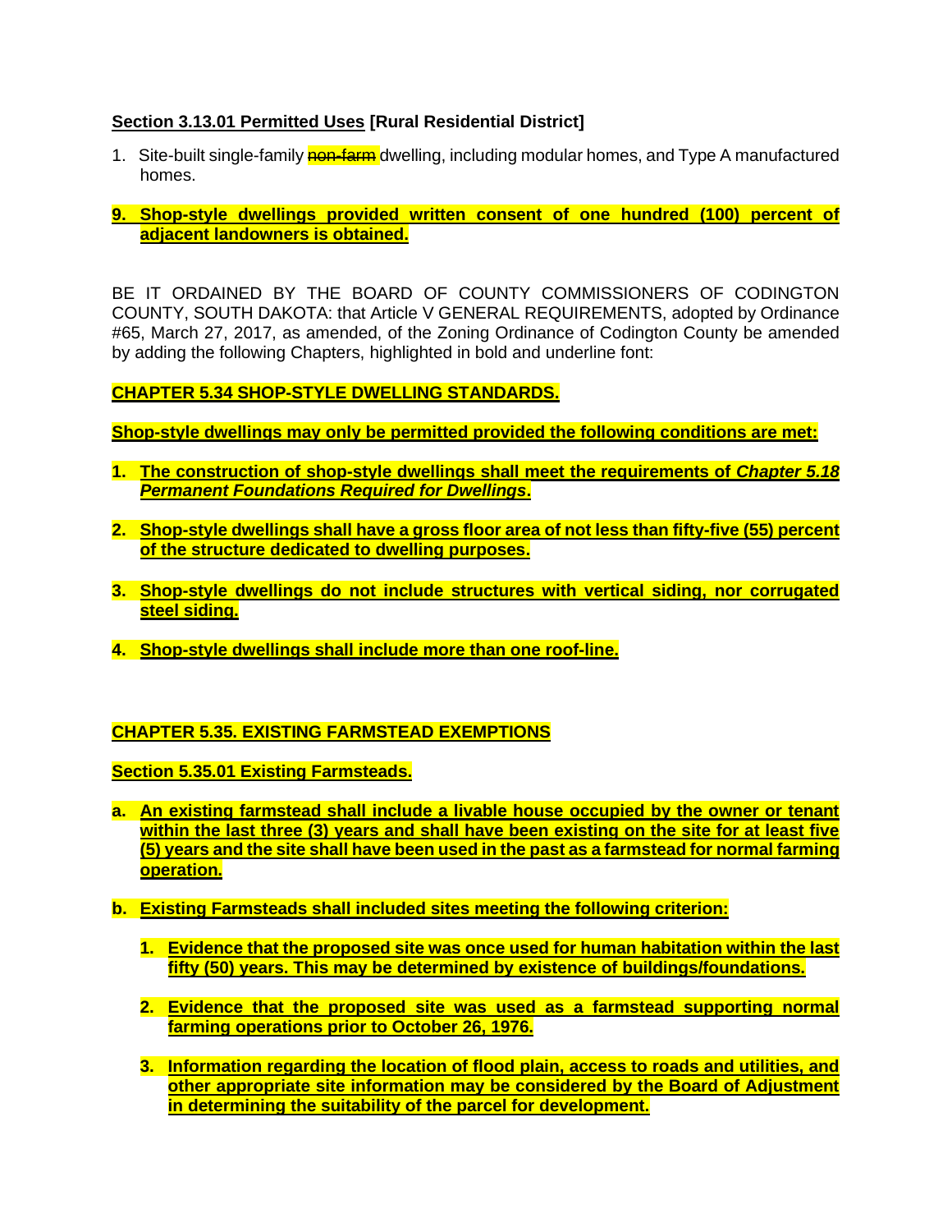**Section 3.13.01 Permitted Uses [Rural Residential District]**

1. Site-built single-family ~~non-farm~~ dwelling, including modular homes, and Type A manufactured homes.

**9. Shop-style dwellings provided written consent of one hundred (100) percent of adjacent landowners is obtained.**

BE IT ORDAINED BY THE BOARD OF COUNTY COMMISSIONERS OF CODINGTON COUNTY, SOUTH DAKOTA: that Article V GENERAL REQUIREMENTS, adopted by Ordinance #65, March 27, 2017, as amended, of the Zoning Ordinance of Codington County be amended by adding the following Chapters, highlighted in bold and underline font:

**CHAPTER 5.34 SHOP-STYLE DWELLING STANDARDS.**

**Shop-style dwellings may only be permitted provided the following conditions are met:**

1. **The construction of shop-style dwellings shall meet the requirements of *Chapter 5.18 Permanent Foundations Required for Dwellings*.**
2. **Shop-style dwellings shall have a gross floor area of not less than fifty-five (55) percent of the structure dedicated to dwelling purposes.**
3. **Shop-style dwellings do not include structures with vertical siding, nor corrugated steel siding.**
4. **Shop-style dwellings shall include more than one roof-line.**

**CHAPTER 5.35. EXISTING FARMSTEAD EXEMPTIONS**

**Section 5.35.01 Existing Farmsteads.**

a. **An existing farmstead shall include a livable house occupied by the owner or tenant within the last three (3) years and shall have been existing on the site for at least five (5) years and the site shall have been used in the past as a farmstead for normal farming operation.**

b. **Existing Farmsteads shall included sites meeting the following criterion:**

   1. **Evidence that the proposed site was once used for human habitation within the last fifty (50) years. This may be determined by existence of buildings/foundations.**
   2. **Evidence that the proposed site was used as a farmstead supporting normal farming operations prior to October 26, 1976.**
   3. **Information regarding the location of flood plain, access to roads and utilities, and other appropriate site information may be considered by the Board of Adjustment in determining the suitability of the parcel for development.**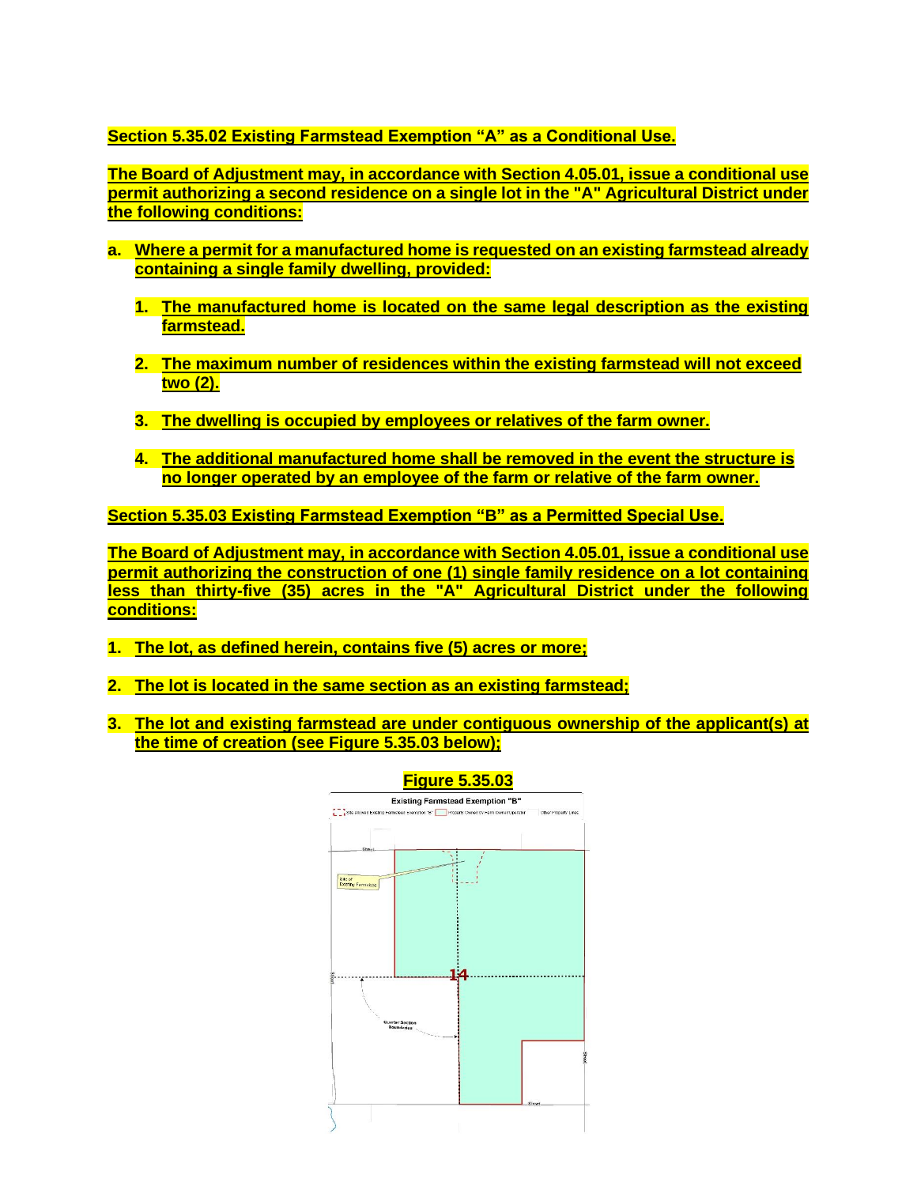**Section 5.35.02 Existing Farmstead Exemption "A" as a Conditional Use.**

**The Board of Adjustment may, in accordance with Section 4.05.01, issue a conditional use permit authorizing a second residence on a single lot in the "A" Agricultural District under the following conditions:**

**a. Where a permit for a manufactured home is requested on an existing farmstead already containing a single family dwelling, provided:**

1. **The manufactured home is located on the same legal description as the existing farmstead.**

2. **The maximum number of residences within the existing farmstead will not exceed two (2).**

3. **The dwelling is occupied by employees or relatives of the farm owner.**

4. **The additional manufactured home shall be removed in the event the structure is no longer operated by an employee of the farm or relative of the farm owner.**

**Section 5.35.03 Existing Farmstead Exemption "B" as a Permitted Special Use.**

**The Board of Adjustment may, in accordance with Section 4.05.01, issue a conditional use permit authorizing the construction of one (1) single family residence on a lot containing less than thirty-five (35) acres in the "A" Agricultural District under the following conditions:**

1. **The lot, as defined herein, contains five (5) acres or more;**

2. **The lot is located in the same section as an existing farmstead;**

3. **The lot and existing farmstead are under contiguous ownership of the applicant(s) at the time of creation (see Figure 5.35.03 below);**

**Figure 5.35.03**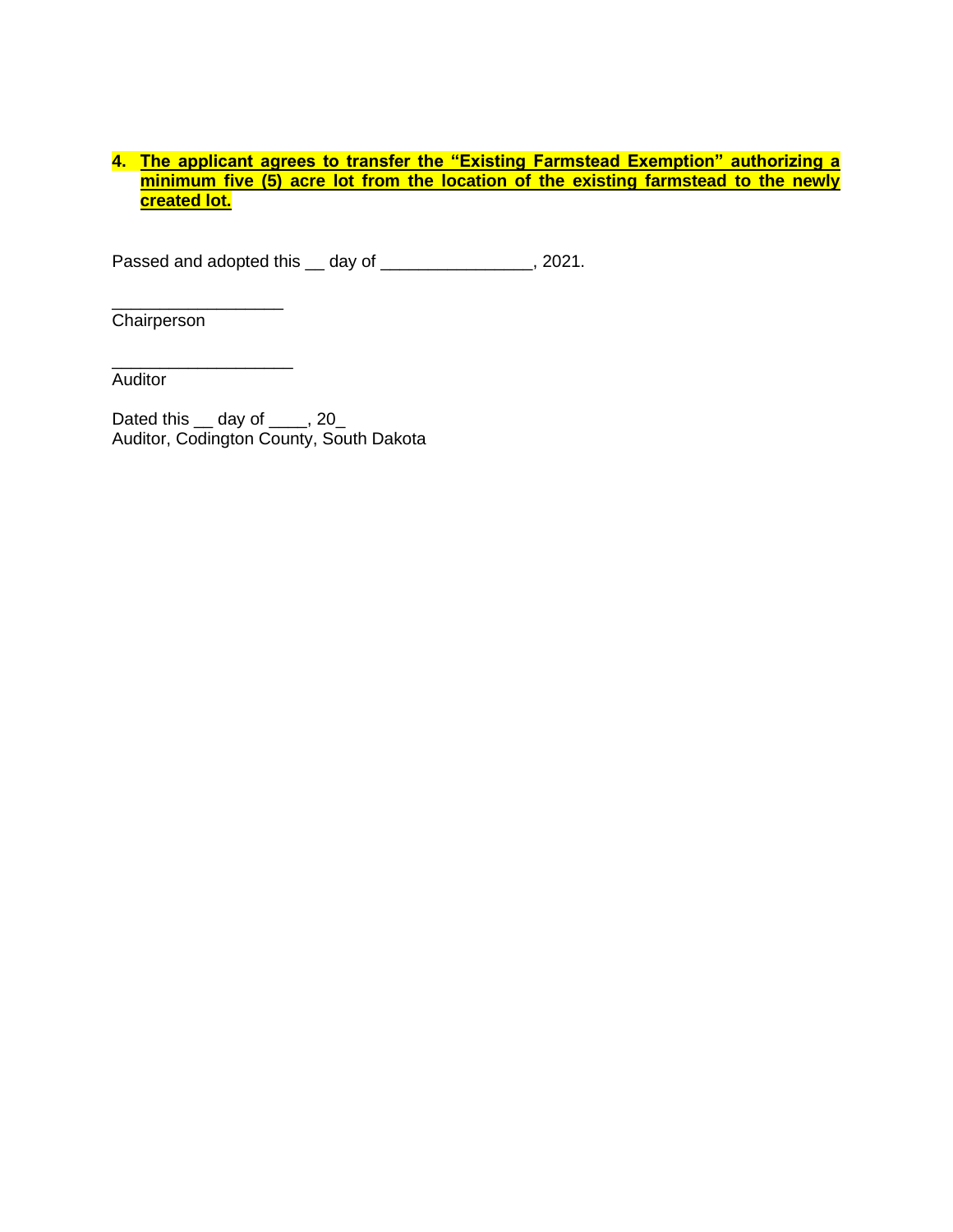**4. The applicant agrees to transfer the "Existing Farmstead Exemption" authorizing a minimum five (5) acre lot from the location of the existing farmstead to the newly created lot.**

Passed and adopted this __ day of ________________, 2021.

__________________
Chairperson

___________________
Auditor

Dated this __ day of ____, 20_
Auditor, Codington County, South Dakota